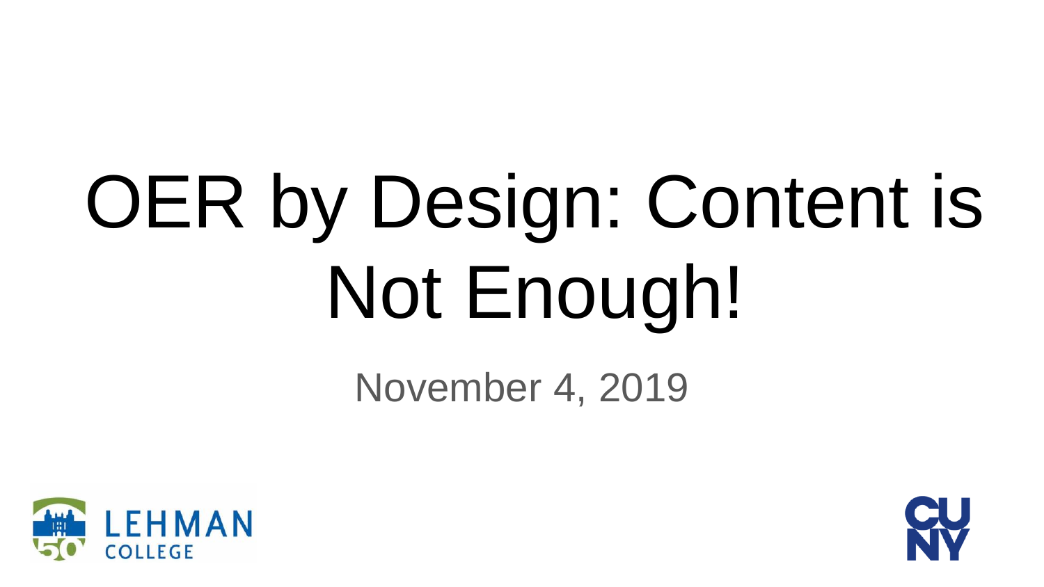# OER by Design: Content is Not Enough!

November 4, 2019

LEHMAN COLLEGE

CUNY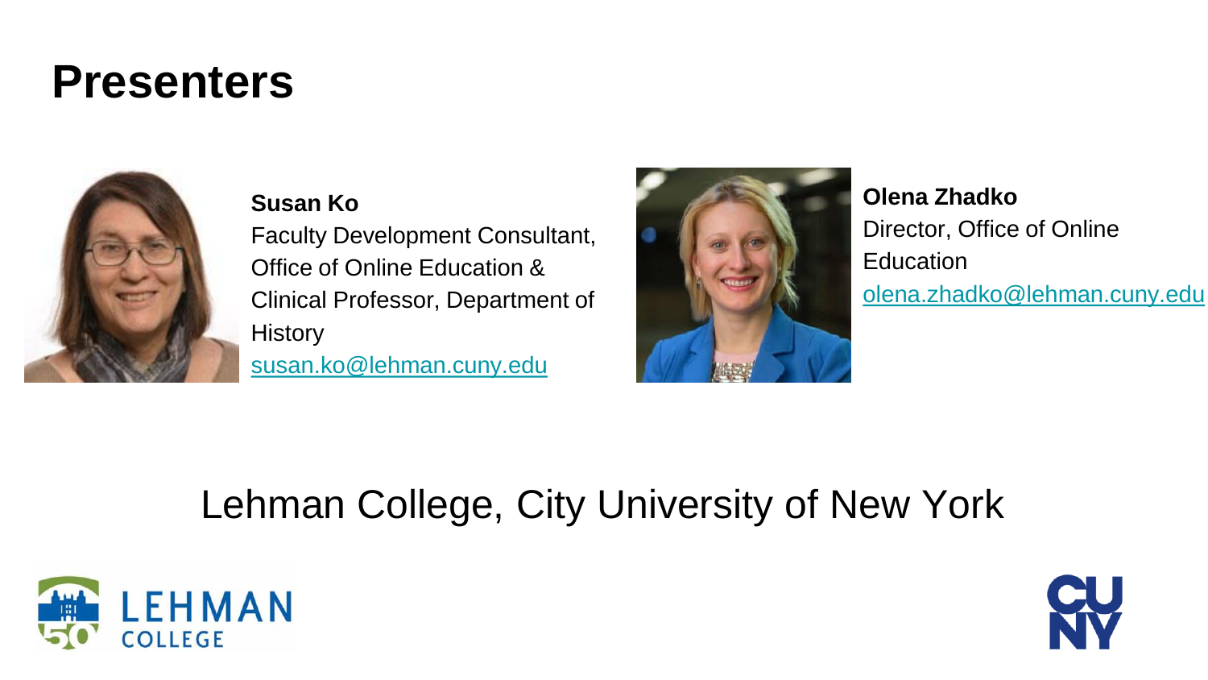# Presenters

**Susan Ko**
Faculty Development Consultant, Office of Online Education & Clinical Professor, Department of History
susan.ko@lehman.cuny.edu

**Olena Zhadko**
Director, Office of Online Education
olena.zhadko@lehman.cuny.edu

Lehman College, City University of New York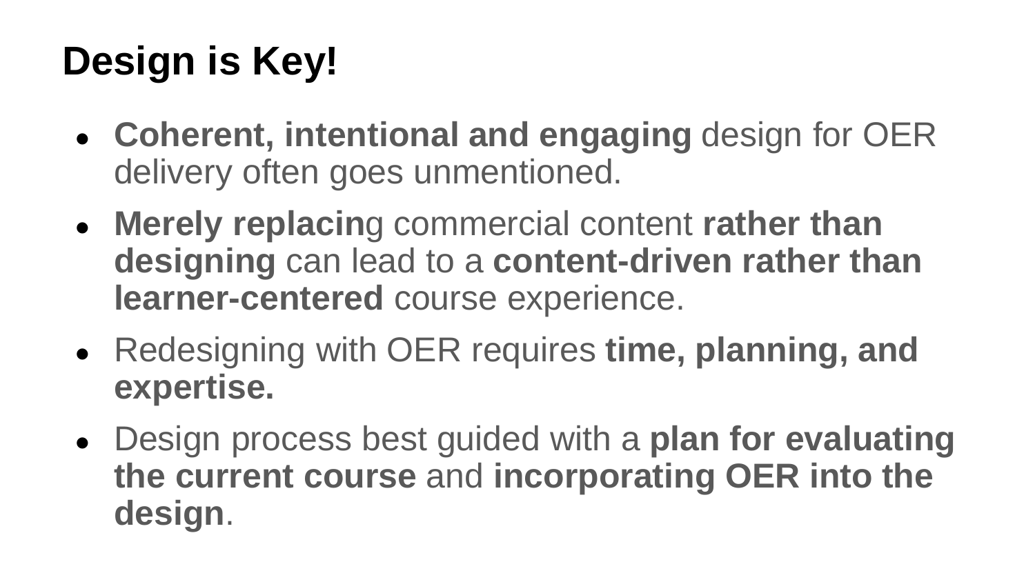# Design is Key!

- **Coherent, intentional and engaging** design for OER delivery often goes unmentioned.
- **Merely replacin**g commercial content **rather than designing** can lead to a **content-driven rather than learner-centered** course experience.
- Redesigning with OER requires **time, planning, and expertise.**
- Design process best guided with a **plan for evaluating the current course** and **incorporating OER into the design**.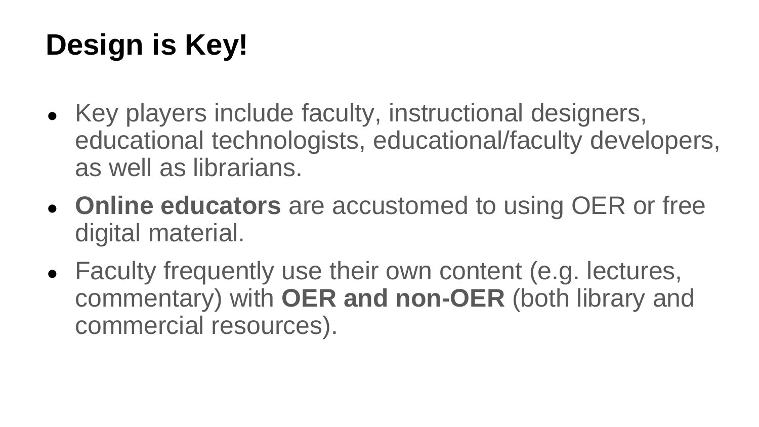# Design is Key!

- Key players include faculty, instructional designers, educational technologists, educational/faculty developers, as well as librarians.
- **Online educators** are accustomed to using OER or free digital material.
- Faculty frequently use their own content (e.g. lectures, commentary) with **OER and non-OER** (both library and commercial resources).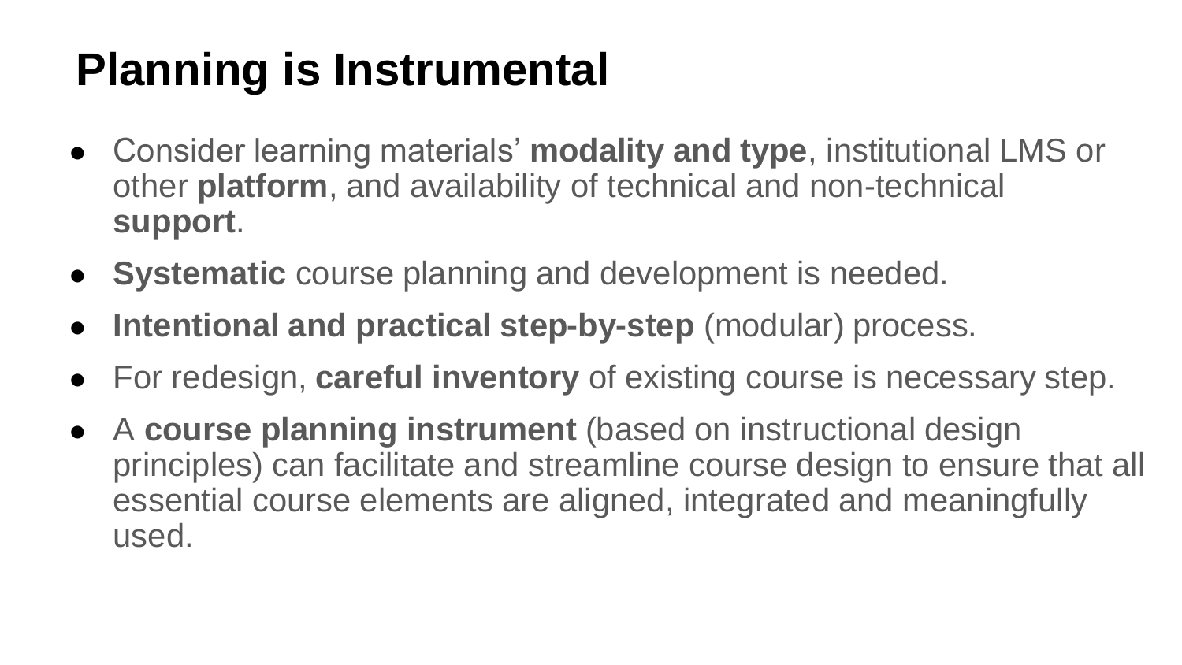# Planning is Instrumental

- Consider learning materials' **modality and type**, institutional LMS or other **platform**, and availability of technical and non-technical **support**.
- **Systematic** course planning and development is needed.
- **Intentional and practical step-by-step** (modular) process.
- For redesign, **careful inventory** of existing course is necessary step.
- A **course planning instrument** (based on instructional design principles) can facilitate and streamline course design to ensure that all essential course elements are aligned, integrated and meaningfully used.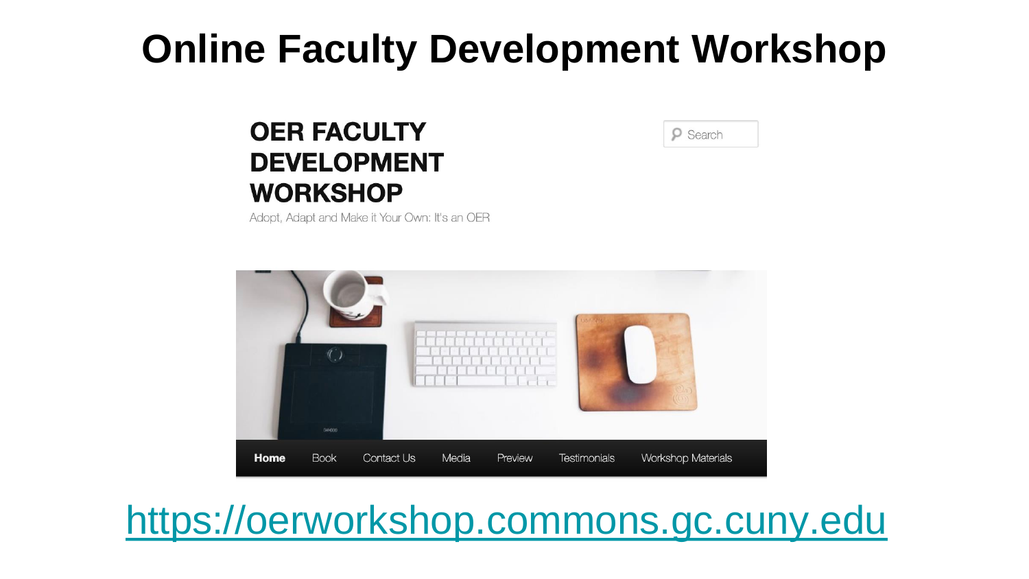# Online Faculty Development Workshop

**OER FACULTY DEVELOPMENT WORKSHOP**

Adopt, Adapt and Make it Your Own: It's an OER

Home | Book | Contact Us | Media | Preview | Testimonials | Workshop Materials

https://oerworkshop.commons.gc.cuny.edu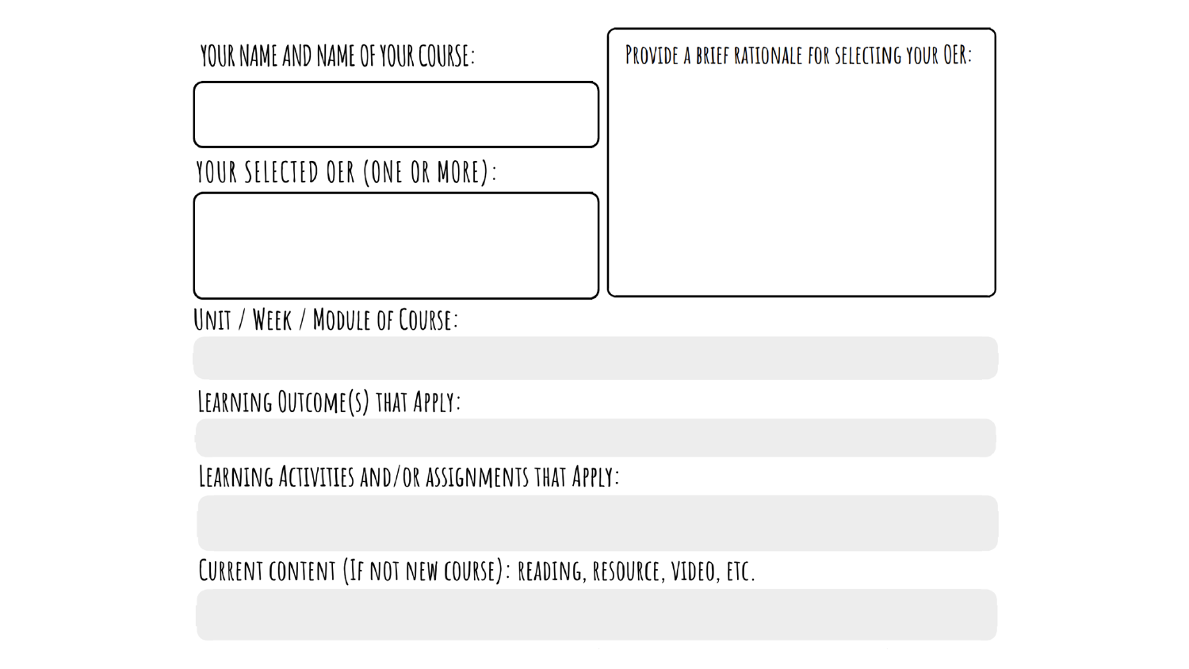YOUR NAME AND NAME OF YOUR COURSE:

YOUR SELECTED OER (ONE OR MORE):

PROVIDE A BRIEF RATIONALE FOR SELECTING YOUR OER:

UNIT / WEEK / MODULE OF COURSE:

LEARNING OUTCOME(S) THAT APPLY:

LEARNING ACTIVITIES AND/OR ASSIGNMENTS THAT APPLY:

CURRENT CONTENT (IF NOT NEW COURSE): READING, RESOURCE, VIDEO, ETC.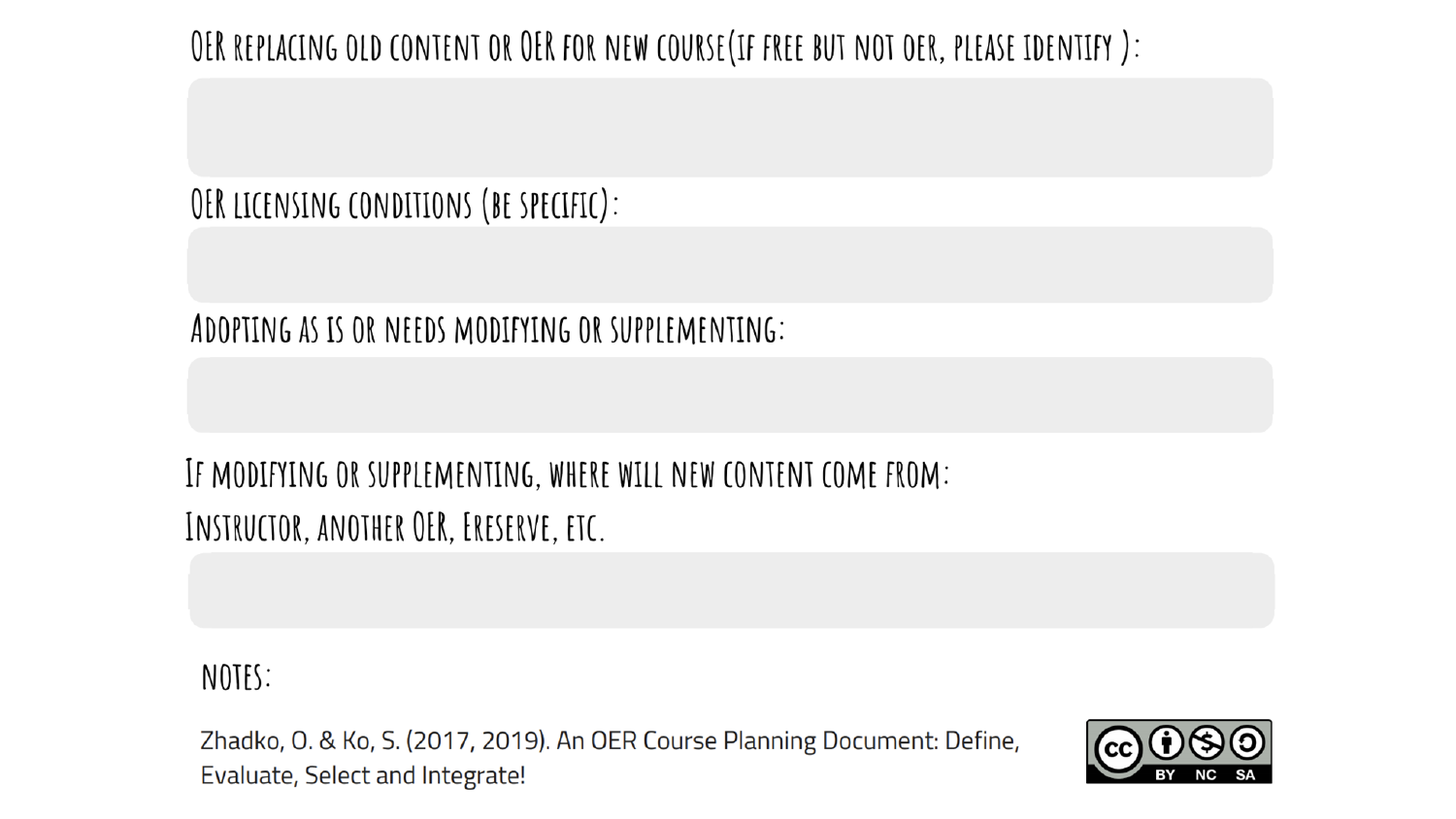OER replacing old content or OER for new course(if free but not oer, please identify ):

OER licensing conditions (be specific):

Adopting as is or needs modifying or supplementing:

If modifying or supplementing, where will new content come from:
Instructor, another OER, Ereserve, etc.

NOTES:

Zhadko, O. & Ko, S. (2017, 2019). An OER Course Planning Document: Define, Evaluate, Select and Integrate!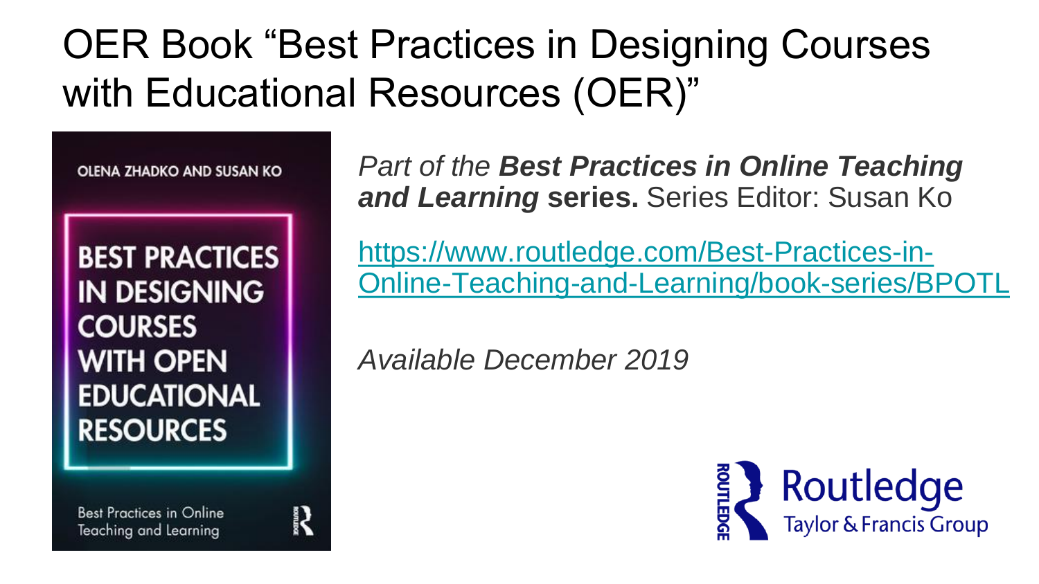# OER Book "Best Practices in Designing Courses with Educational Resources (OER)"

OLENA ZHADKO AND SUSAN KO

BEST PRACTICES IN DESIGNING COURSES WITH OPEN EDUCATIONAL RESOURCES

Best Practices in Online Teaching and Learning

*Part of the **Best Practices in Online Teaching and Learning*** **series.** Series Editor: Susan Ko

https://www.routledge.com/Best-Practices-in-Online-Teaching-and-Learning/book-series/BPOTL

*Available December 2019*

Routledge
Taylor & Francis Group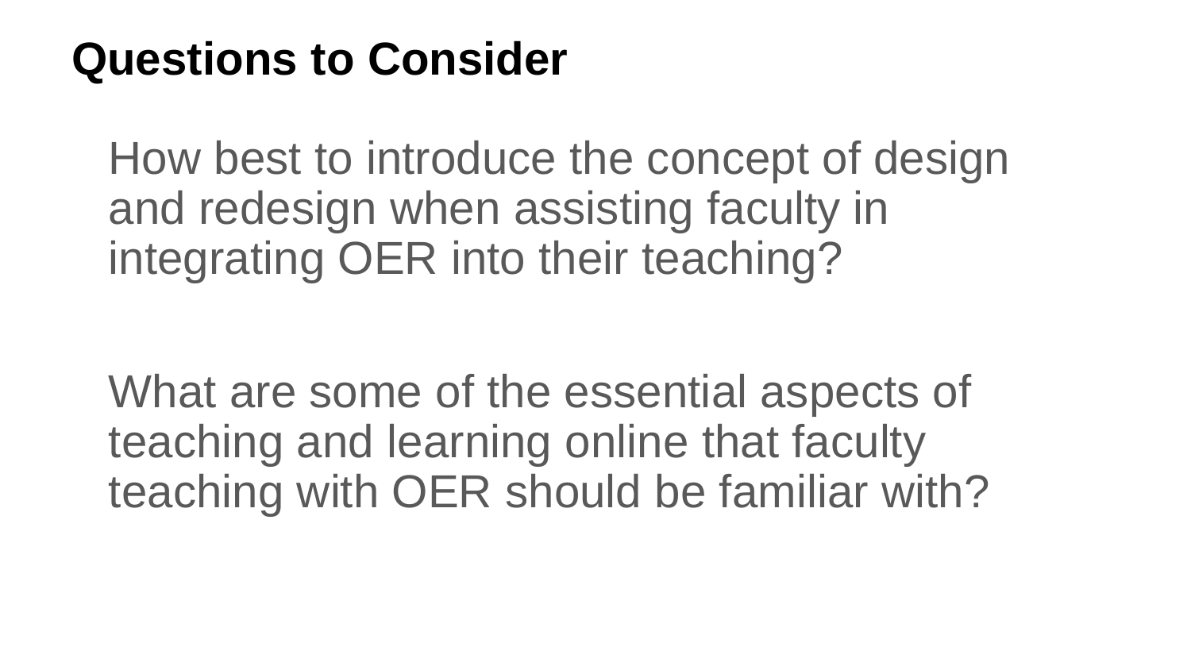# Questions to Consider

How best to introduce the concept of design and redesign when assisting faculty in integrating OER into their teaching?

What are some of the essential aspects of teaching and learning online that faculty teaching with OER should be familiar with?